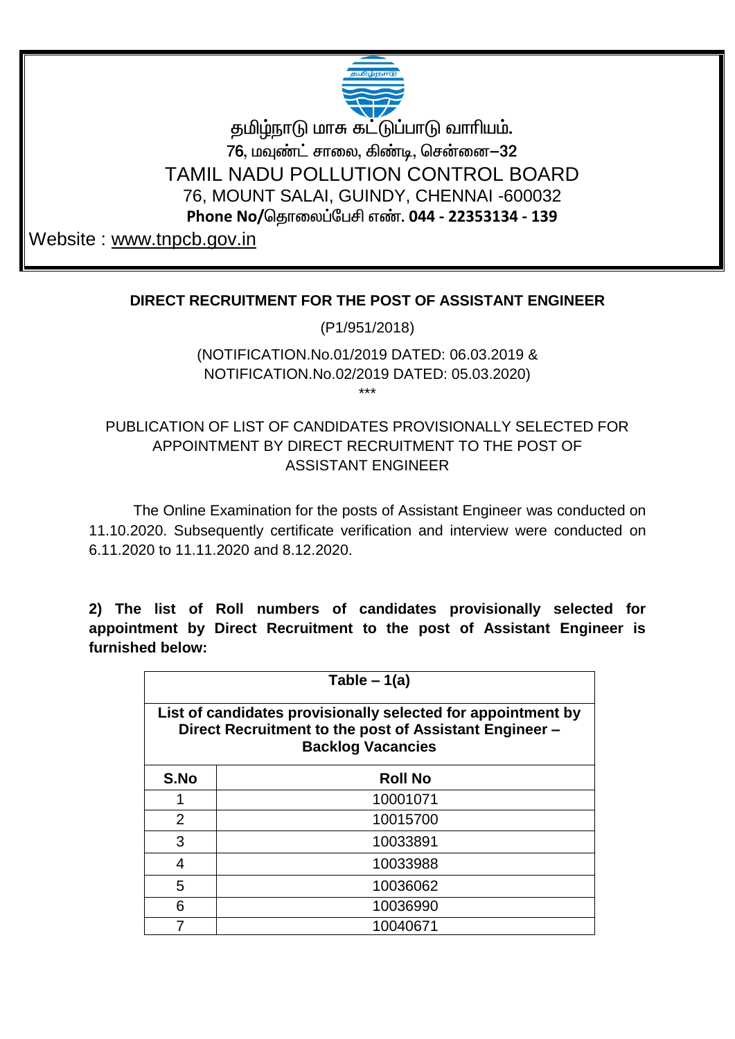தமிழ்நாடு மாசு கட்டுப்பாடு வாரியம்.
76, மவுண்ட் சாலை, கிண்டி, சென்னை–32

# TAMIL NADU POLLUTION CONTROL BOARD

76, MOUNT SALAI, GUINDY, CHENNAI -600032

**Phone No/தொலைப்பேசி எண். 044 - 22353134 - 139**

Website : www.tnpcb.gov.in

## DIRECT RECRUITMENT FOR THE POST OF ASSISTANT ENGINEER

(P1/951/2018)

(NOTIFICATION.No.01/2019 DATED: 06.03.2019 & NOTIFICATION.No.02/2019 DATED: 05.03.2020)

***

PUBLICATION OF LIST OF CANDIDATES PROVISIONALLY SELECTED FOR APPOINTMENT BY DIRECT RECRUITMENT TO THE POST OF ASSISTANT ENGINEER

The Online Examination for the posts of Assistant Engineer was conducted on 11.10.2020. Subsequently certificate verification and interview were conducted on 6.11.2020 to 11.11.2020 and 8.12.2020.

**2) The list of Roll numbers of candidates provisionally selected for appointment by Direct Recruitment to the post of Assistant Engineer is furnished below:**

**Table – 1(a)**

**List of candidates provisionally selected for appointment by Direct Recruitment to the post of Assistant Engineer – Backlog Vacancies**

| S.No | Roll No |
|---|---|
| 1 | 10001071 |
| 2 | 10015700 |
| 3 | 10033891 |
| 4 | 10033988 |
| 5 | 10036062 |
| 6 | 10036990 |
| 7 | 10040671 |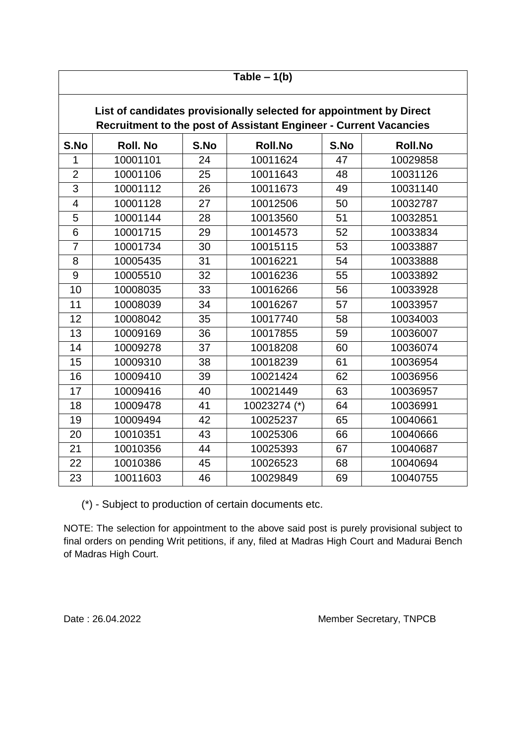**Table – 1(b)**

**List of candidates provisionally selected for appointment by Direct Recruitment to the post of Assistant Engineer - Current Vacancies**

| S.No | Roll. No | S.No | Roll.No | S.No | Roll.No |
|---|---|---|---|---|---|
| 1 | 10001101 | 24 | 10011624 | 47 | 10029858 |
| 2 | 10001106 | 25 | 10011643 | 48 | 10031126 |
| 3 | 10001112 | 26 | 10011673 | 49 | 10031140 |
| 4 | 10001128 | 27 | 10012506 | 50 | 10032787 |
| 5 | 10001144 | 28 | 10013560 | 51 | 10032851 |
| 6 | 10001715 | 29 | 10014573 | 52 | 10033834 |
| 7 | 10001734 | 30 | 10015115 | 53 | 10033887 |
| 8 | 10005435 | 31 | 10016221 | 54 | 10033888 |
| 9 | 10005510 | 32 | 10016236 | 55 | 10033892 |
| 10 | 10008035 | 33 | 10016266 | 56 | 10033928 |
| 11 | 10008039 | 34 | 10016267 | 57 | 10033957 |
| 12 | 10008042 | 35 | 10017740 | 58 | 10034003 |
| 13 | 10009169 | 36 | 10017855 | 59 | 10036007 |
| 14 | 10009278 | 37 | 10018208 | 60 | 10036074 |
| 15 | 10009310 | 38 | 10018239 | 61 | 10036954 |
| 16 | 10009410 | 39 | 10021424 | 62 | 10036956 |
| 17 | 10009416 | 40 | 10021449 | 63 | 10036957 |
| 18 | 10009478 | 41 | 10023274 (*) | 64 | 10036991 |
| 19 | 10009494 | 42 | 10025237 | 65 | 10040661 |
| 20 | 10010351 | 43 | 10025306 | 66 | 10040666 |
| 21 | 10010356 | 44 | 10025393 | 67 | 10040687 |
| 22 | 10010386 | 45 | 10026523 | 68 | 10040694 |
| 23 | 10011603 | 46 | 10029849 | 69 | 10040755 |

(*) - Subject to production of certain documents etc.

NOTE: The selection for appointment to the above said post is purely provisional subject to final orders on pending Writ petitions, if any, filed at Madras High Court and Madurai Bench of Madras High Court.

Date : 26.04.2022

Member Secretary, TNPCB